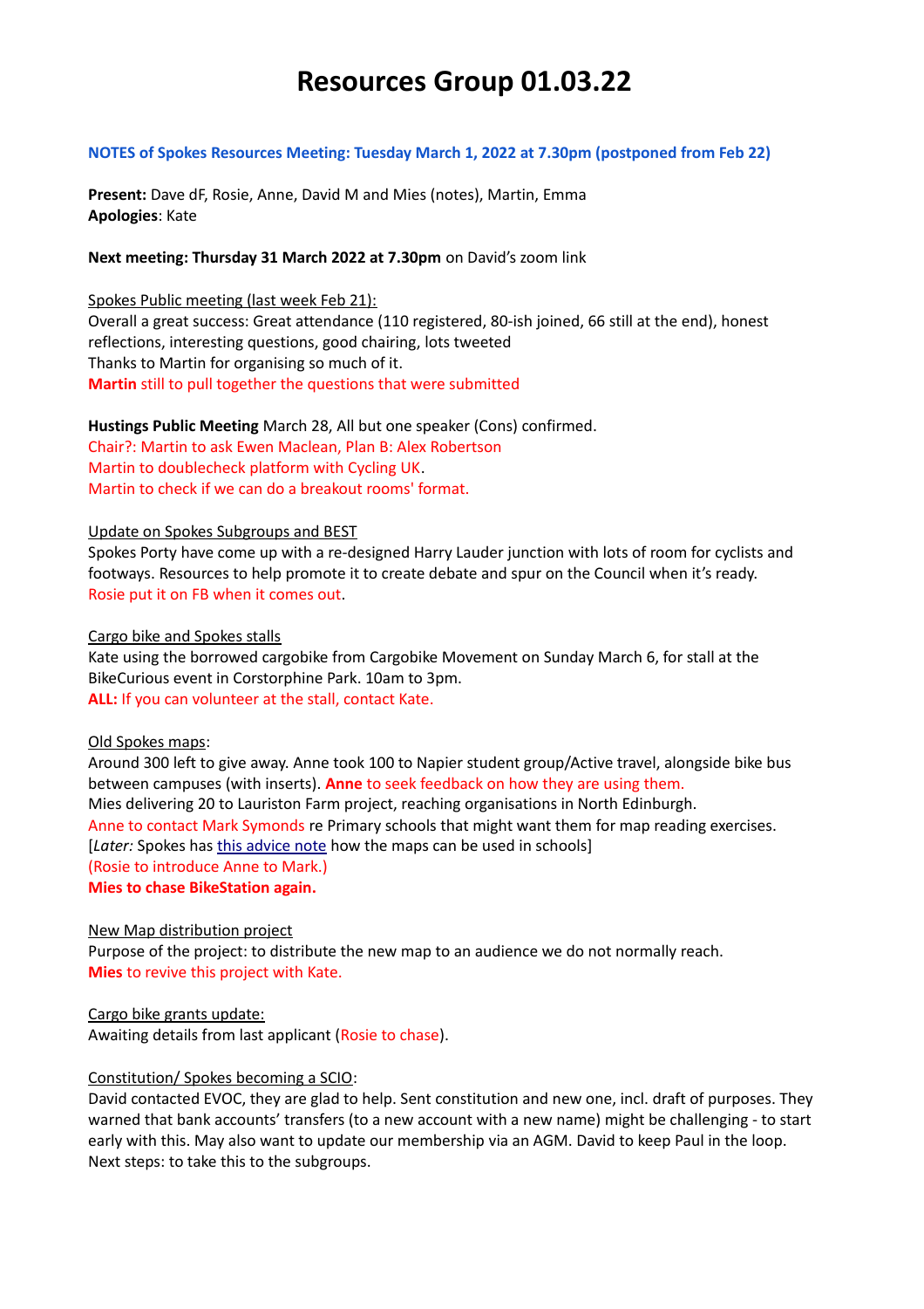# Resources Group 01.03.22

**NOTES of Spokes Resources Meeting: Tuesday March 1, 2022 at 7.30pm (postponed from Feb 22)**

**Present:** Dave dF, Rosie, Anne, David M and Mies (notes), Martin, Emma
**Apologies**: Kate

**Next meeting: Thursday 31 March 2022 at 7.30pm** on David's zoom link

Spokes Public meeting (last week Feb 21):
Overall a great success: Great attendance (110 registered, 80-ish joined, 66 still at the end), honest reflections, interesting questions, good chairing, lots tweeted
Thanks to Martin for organising so much of it.
**Martin** still to pull together the questions that were submitted

**Hustings Public Meeting** March 28, All but one speaker (Cons) confirmed.
Chair?: Martin to ask Ewen Maclean, Plan B: Alex Robertson
Martin to doublecheck platform with Cycling UK.
Martin to check if we can do a breakout rooms' format.

Update on Spokes Subgroups and BEST
Spokes Porty have come up with a re-designed Harry Lauder junction with lots of room for cyclists and footways. Resources to help promote it to create debate and spur on the Council when it's ready.
Rosie put it on FB when it comes out.

Cargo bike and Spokes stalls
Kate using the borrowed cargobike from Cargobike Movement on Sunday March 6, for stall at the BikeCurious event in Corstorphine Park. 10am to 3pm.
**ALL:** If you can volunteer at the stall, contact Kate.

Old Spokes maps:
Around 300 left to give away. Anne took 100 to Napier student group/Active travel, alongside bike bus between campuses (with inserts). **Anne** to seek feedback on how they are using them.
Mies delivering 20 to Lauriston Farm project, reaching organisations in North Edinburgh.
Anne to contact Mark Symonds re Primary schools that might want them for map reading exercises.
[*Later:* Spokes has this advice note how the maps can be used in schools]
(Rosie to introduce Anne to Mark.)
**Mies to chase BikeStation again.**

New Map distribution project
Purpose of the project: to distribute the new map to an audience we do not normally reach.
**Mies** to revive this project with Kate.

Cargo bike grants update:
Awaiting details from last applicant (Rosie to chase).

Constitution/ Spokes becoming a SCIO:
David contacted EVOC, they are glad to help. Sent constitution and new one, incl. draft of purposes. They warned that bank accounts' transfers (to a new account with a new name) might be challenging - to start early with this. May also want to update our membership via an AGM. David to keep Paul in the loop.
Next steps: to take this to the subgroups.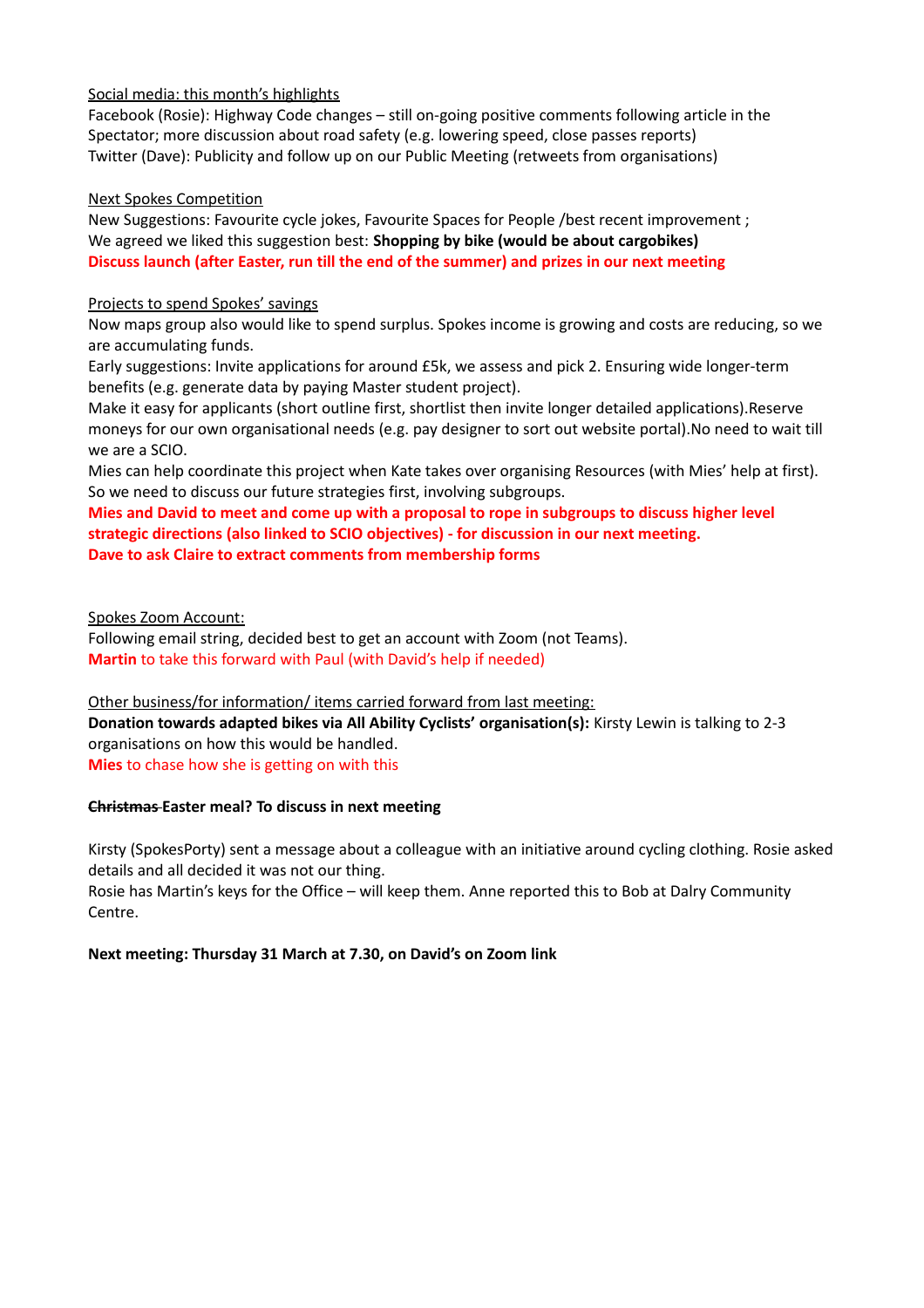Social media: this month's highlights

Facebook (Rosie): Highway Code changes – still on-going positive comments following article in the Spectator; more discussion about road safety (e.g. lowering speed, close passes reports)
Twitter (Dave): Publicity and follow up on our Public Meeting (retweets from organisations)

Next Spokes Competition

New Suggestions: Favourite cycle jokes, Favourite Spaces for People /best recent improvement ;
We agreed we liked this suggestion best: **Shopping by bike (would be about cargobikes)**
**Discuss launch (after Easter, run till the end of the summer) and prizes in our next meeting**

Projects to spend Spokes' savings

Now maps group also would like to spend surplus. Spokes income is growing and costs are reducing, so we are accumulating funds.
Early suggestions: Invite applications for around £5k, we assess and pick 2. Ensuring wide longer-term benefits (e.g. generate data by paying Master student project).
Make it easy for applicants (short outline first, shortlist then invite longer detailed applications).Reserve moneys for our own organisational needs (e.g. pay designer to sort out website portal).No need to wait till we are a SCIO.
Mies can help coordinate this project when Kate takes over organising Resources (with Mies' help at first). So we need to discuss our future strategies first, involving subgroups.
**Mies and David to meet and come up with a proposal to rope in subgroups to discuss higher level strategic directions (also linked to SCIO objectives) - for discussion in our next meeting.**
**Dave to ask Claire to extract comments from membership forms**

Spokes Zoom Account:

Following email string, decided best to get an account with Zoom (not Teams).
**Martin** to take this forward with Paul (with David's help if needed)

Other business/for information/ items carried forward from last meeting:

**Donation towards adapted bikes via All Ability Cyclists' organisation(s):** Kirsty Lewin is talking to 2-3 organisations on how this would be handled.
**Mies** to chase how she is getting on with this

**~~Christmas~~ Easter meal? To discuss in next meeting**

Kirsty (SpokesPorty) sent a message about a colleague with an initiative around cycling clothing. Rosie asked details and all decided it was not our thing.
Rosie has Martin's keys for the Office – will keep them. Anne reported this to Bob at Dalry Community Centre.

**Next meeting: Thursday 31 March at 7.30, on David's on Zoom link**